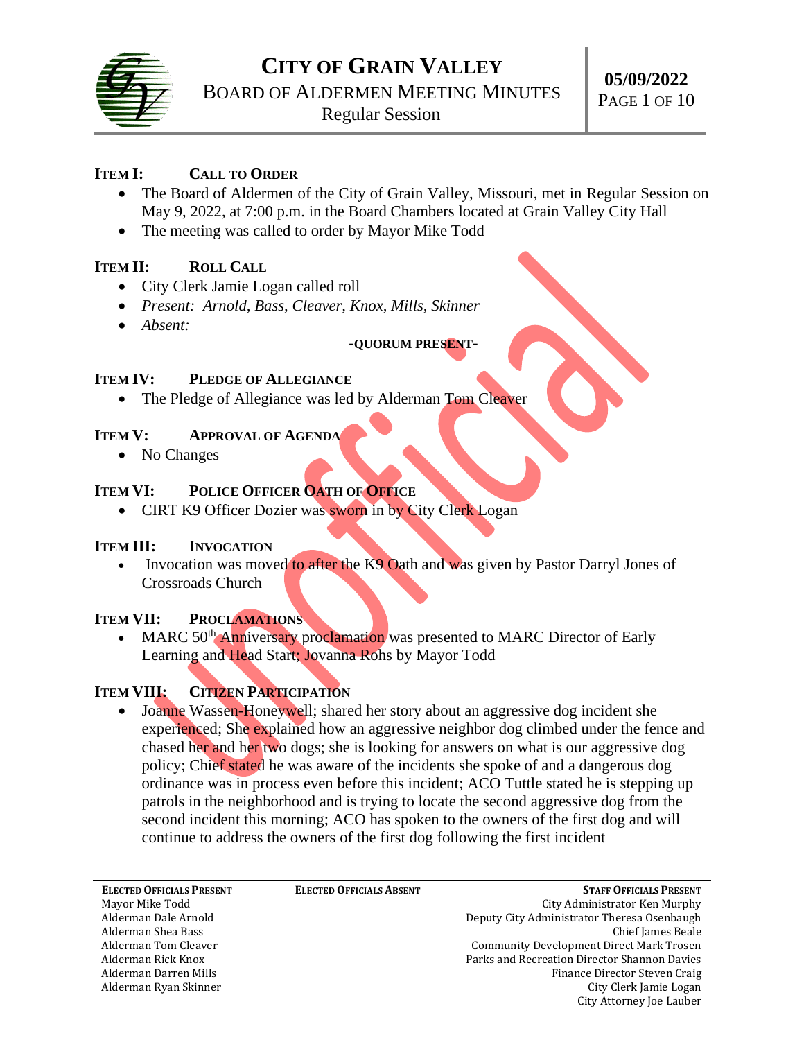# CITY OF GRAIN VALLEY
## BOARD OF ALDERMEN MEETING MINUTES
### Regular Session

**05/09/2022**

Unofficial

**ITEM I: CALL TO ORDER**

- The Board of Aldermen of the City of Grain Valley, Missouri, met in Regular Session on May 9, 2022, at 7:00 p.m. in the Board Chambers located at Grain Valley City Hall
- The meeting was called to order by Mayor Mike Todd

**ITEM II: ROLL CALL**

- City Clerk Jamie Logan called roll
- *Present: Arnold, Bass, Cleaver, Knox, Mills, Skinner*
- *Absent:*

**-QUORUM PRESENT-**

**ITEM IV: PLEDGE OF ALLEGIANCE**

- The Pledge of Allegiance was led by Alderman Tom Cleaver

**ITEM V: APPROVAL OF AGENDA**

- No Changes

**ITEM VI: POLICE OFFICER OATH OF OFFICE**

- CIRT K9 Officer Dozier was sworn in by City Clerk Logan

**ITEM III: INVOCATION**

- Invocation was moved to after the K9 Oath and was given by Pastor Darryl Jones of Crossroads Church

**ITEM VII: PROCLAMATIONS**

- MARC 50th Anniversary proclamation was presented to MARC Director of Early Learning and Head Start; Jovanna Rohs by Mayor Todd

**ITEM VIII: CITIZEN PARTICIPATION**

- Joanne Wassen-Honeywell; shared her story about an aggressive dog incident she experienced; She explained how an aggressive neighbor dog climbed under the fence and chased her and her two dogs; she is looking for answers on what is our aggressive dog policy; Chief stated he was aware of the incidents she spoke of and a dangerous dog ordinance was in process even before this incident; ACO Tuttle stated he is stepping up patrols in the neighborhood and is trying to locate the second aggressive dog from the second incident this morning; ACO has spoken to the owners of the first dog and will continue to address the owners of the first dog following the first incident

| ELECTED OFFICIALS PRESENT | ELECTED OFFICIALS ABSENT | STAFF OFFICIALS PRESENT |
|---|---|---|
| Mayor Mike Todd | | City Administrator Ken Murphy |
| Alderman Dale Arnold | | Deputy City Administrator Theresa Osenbaugh |
| Alderman Shea Bass | | Chief James Beale |
| Alderman Tom Cleaver | | Community Development Direct Mark Trosen |
| Alderman Rick Knox | | Parks and Recreation Director Shannon Davies |
| Alderman Darren Mills | | Finance Director Steven Craig |
| Alderman Ryan Skinner | | City Clerk Jamie Logan |
| | | City Attorney Joe Lauber |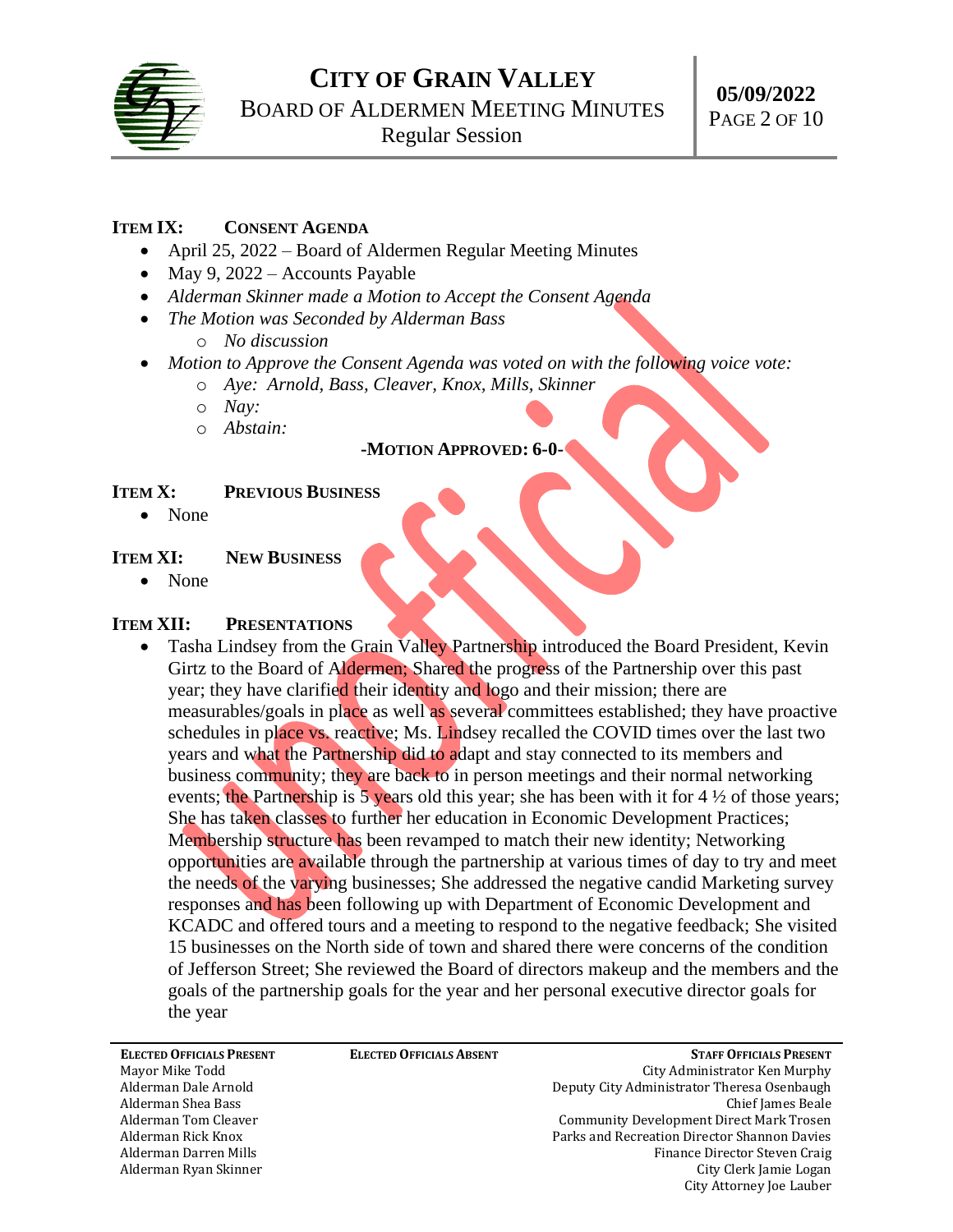### ITEM IX: CONSENT AGENDA

- April 25, 2022 – Board of Aldermen Regular Meeting Minutes
- May 9, 2022 – Accounts Payable
- *Alderman Skinner made a Motion to Accept the Consent Agenda*
- *The Motion was Seconded by Alderman Bass*
    - *No discussion*
- *Motion to Approve the Consent Agenda was voted on with the following voice vote:*
    - *Aye: Arnold, Bass, Cleaver, Knox, Mills, Skinner*
    - *Nay:*
    - *Abstain:*

**-MOTION APPROVED: 6-0-**

### ITEM X: PREVIOUS BUSINESS

- None

### ITEM XI: NEW BUSINESS

- None

### ITEM XII: PRESENTATIONS

- Tasha Lindsey from the Grain Valley Partnership introduced the Board President, Kevin Girtz to the Board of Aldermen; Shared the progress of the Partnership over this past year; they have clarified their identity and logo and their mission; there are measurables/goals in place as well as several committees established; they have proactive schedules in place vs. reactive; Ms. Lindsey recalled the COVID times over the last two years and what the Partnership did to adapt and stay connected to its members and business community; they are back to in person meetings and their normal networking events; the Partnership is 5 years old this year; she has been with it for 4 ½ of those years; She has taken classes to further her education in Economic Development Practices; Membership structure has been revamped to match their new identity; Networking opportunities are available through the partnership at various times of day to try and meet the needs of the varying businesses; She addressed the negative candid Marketing survey responses and has been following up with Department of Economic Development and KCADC and offered tours and a meeting to respond to the negative feedback; She visited 15 businesses on the North side of town and shared there were concerns of the condition of Jefferson Street; She reviewed the Board of directors makeup and the members and the goals of the partnership goals for the year and her personal executive director goals for the year

| **ELECTED OFFICIALS PRESENT** | **ELECTED OFFICIALS ABSENT** | **STAFF OFFICIALS PRESENT** |
|---|---|---|
| Mayor Mike Todd | | City Administrator Ken Murphy |
| Alderman Dale Arnold | | Deputy City Administrator Theresa Osenbaugh |
| Alderman Shea Bass | | Chief James Beale |
| Alderman Tom Cleaver | | Community Development Direct Mark Trosen |
| Alderman Rick Knox | | Parks and Recreation Director Shannon Davies |
| Alderman Darren Mills | | Finance Director Steven Craig |
| Alderman Ryan Skinner | | City Clerk Jamie Logan |
| | | City Attorney Joe Lauber |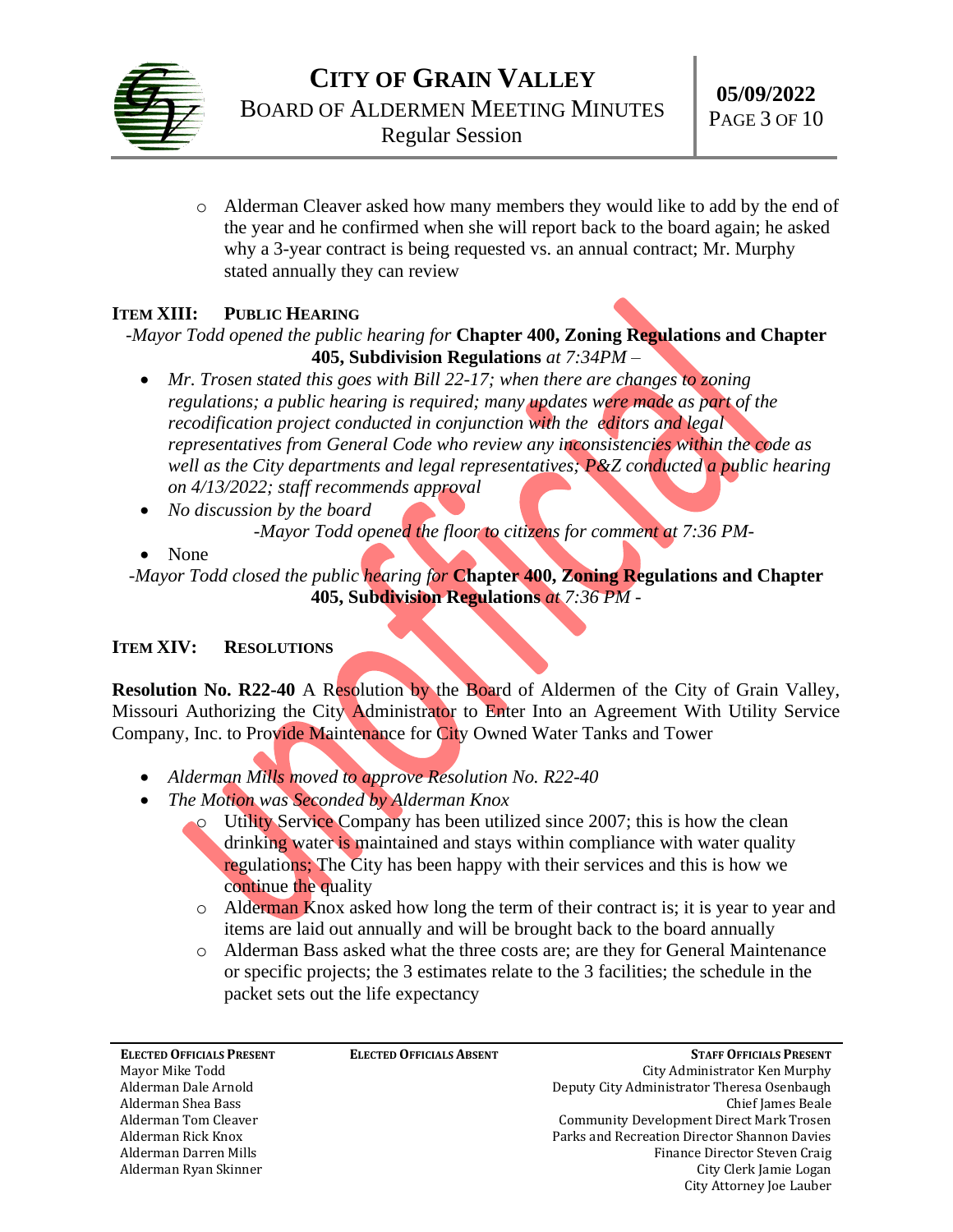- Alderman Cleaver asked how many members they would like to add by the end of the year and he confirmed when she will report back to the board again; he asked why a 3-year contract is being requested vs. an annual contract; Mr. Murphy stated annually they can review

### ITEM XIII: PUBLIC HEARING

*-Mayor Todd opened the public hearing for* **Chapter 400, Zoning Regulations and Chapter 405, Subdivision Regulations** *at 7:34PM –*

- *Mr. Trosen stated this goes with Bill 22-17; when there are changes to zoning regulations; a public hearing is required; many updates were made as part of the recodification project conducted in conjunction with the editors and legal representatives from General Code who review any inconsistencies within the code as well as the City departments and legal representatives; P&Z conducted a public hearing on 4/13/2022; staff recommends approval*
- *No discussion by the board*

*-Mayor Todd opened the floor to citizens for comment at 7:36 PM-*

- None

*-Mayor Todd closed the public hearing for* **Chapter 400, Zoning Regulations and Chapter 405, Subdivision Regulations** *at 7:36 PM -*

### ITEM XIV: RESOLUTIONS

**Resolution No. R22-40** A Resolution by the Board of Aldermen of the City of Grain Valley, Missouri Authorizing the City Administrator to Enter Into an Agreement With Utility Service Company, Inc. to Provide Maintenance for City Owned Water Tanks and Tower

- *Alderman Mills moved to approve Resolution No. R22-40*
- *The Motion was Seconded by Alderman Knox*
  - Utility Service Company has been utilized since 2007; this is how the clean drinking water is maintained and stays within compliance with water quality regulations; The City has been happy with their services and this is how we continue the quality
  - Alderman Knox asked how long the term of their contract is; it is year to year and items are laid out annually and will be brought back to the board annually
  - Alderman Bass asked what the three costs are; are they for General Maintenance or specific projects; the 3 estimates relate to the 3 facilities; the schedule in the packet sets out the life expectancy

| ELECTED OFFICIALS PRESENT | ELECTED OFFICIALS ABSENT | STAFF OFFICIALS PRESENT |
|---|---|---|
| Mayor Mike Todd | | City Administrator Ken Murphy |
| Alderman Dale Arnold | | Deputy City Administrator Theresa Osenbaugh |
| Alderman Shea Bass | | Chief James Beale |
| Alderman Tom Cleaver | | Community Development Direct Mark Trosen |
| Alderman Rick Knox | | Parks and Recreation Director Shannon Davies |
| Alderman Darren Mills | | Finance Director Steven Craig |
| Alderman Ryan Skinner | | City Clerk Jamie Logan |
| | | City Attorney Joe Lauber |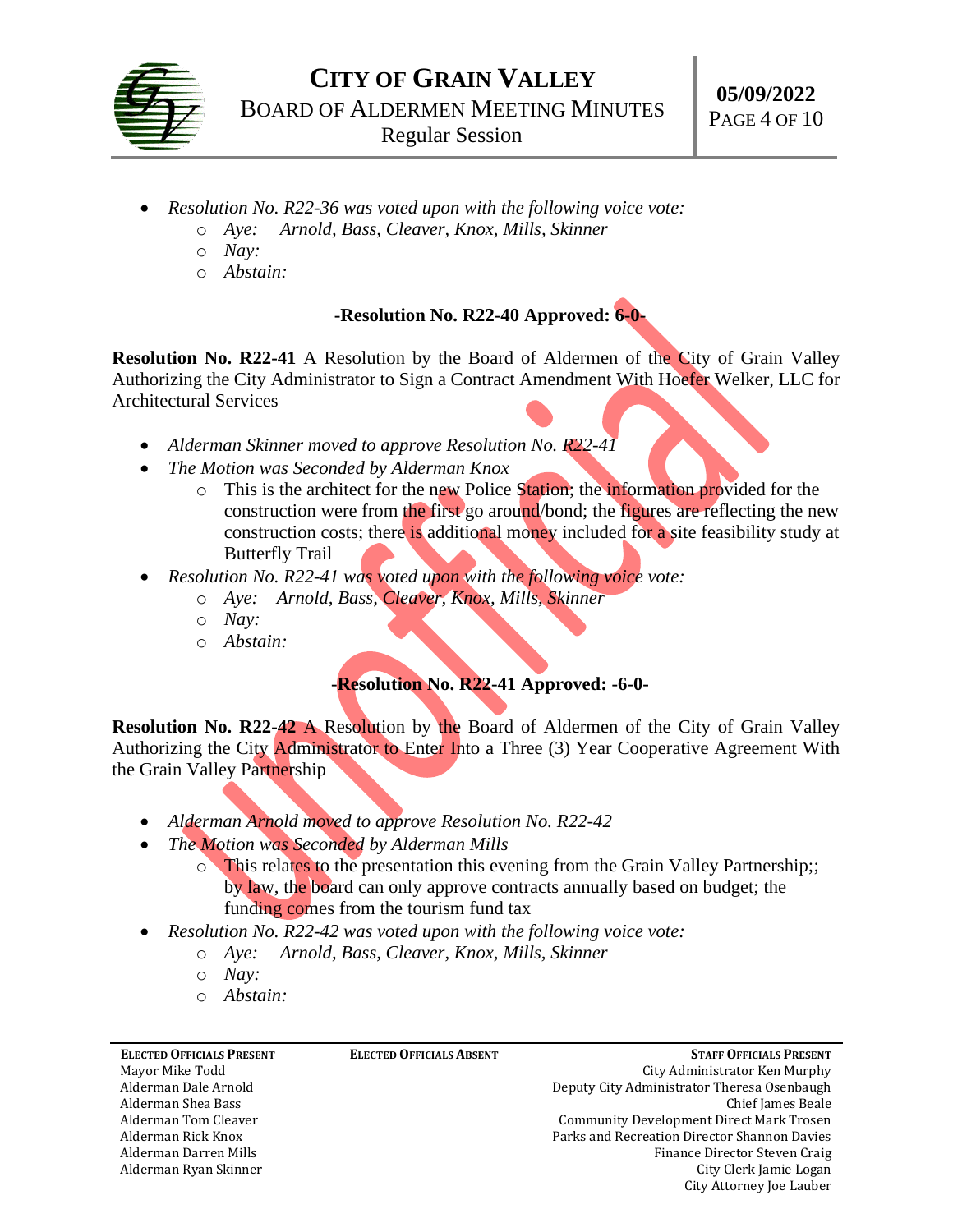- *Resolution No. R22-36 was voted upon with the following voice vote:*
  - *Aye: Arnold, Bass, Cleaver, Knox, Mills, Skinner*
  - *Nay:*
  - *Abstain:*

**-Resolution No. R22-40 Approved: 6-0-**

**Resolution No. R22-41** A Resolution by the Board of Aldermen of the City of Grain Valley Authorizing the City Administrator to Sign a Contract Amendment With Hoefer Welker, LLC for Architectural Services

- *Alderman Skinner moved to approve Resolution No. R22-41*
- *The Motion was Seconded by Alderman Knox*
  - This is the architect for the new Police Station; the information provided for the construction were from the first go around/bond; the figures are reflecting the new construction costs; there is additional money included for a site feasibility study at Butterfly Trail
- *Resolution No. R22-41 was voted upon with the following voice vote:*
  - *Aye: Arnold, Bass, Cleaver, Knox, Mills, Skinner*
  - *Nay:*
  - *Abstain:*

**-Resolution No. R22-41 Approved: -6-0-**

**Resolution No. R22-42** A Resolution by the Board of Aldermen of the City of Grain Valley Authorizing the City Administrator to Enter Into a Three (3) Year Cooperative Agreement With the Grain Valley Partnership

- *Alderman Arnold moved to approve Resolution No. R22-42*
- *The Motion was Seconded by Alderman Mills*
  - This relates to the presentation this evening from the Grain Valley Partnership;; by law, the board can only approve contracts annually based on budget; the funding comes from the tourism fund tax
- *Resolution No. R22-42 was voted upon with the following voice vote:*
  - *Aye: Arnold, Bass, Cleaver, Knox, Mills, Skinner*
  - *Nay:*
  - *Abstain:*

| ELECTED OFFICIALS PRESENT | ELECTED OFFICIALS ABSENT | STAFF OFFICIALS PRESENT |
|---|---|---|
| Mayor Mike Todd | | City Administrator Ken Murphy |
| Alderman Dale Arnold | | Deputy City Administrator Theresa Osenbaugh |
| Alderman Shea Bass | | Chief James Beale |
| Alderman Tom Cleaver | | Community Development Direct Mark Trosen |
| Alderman Rick Knox | | Parks and Recreation Director Shannon Davies |
| Alderman Darren Mills | | Finance Director Steven Craig |
| Alderman Ryan Skinner | | City Clerk Jamie Logan |
| | | City Attorney Joe Lauber |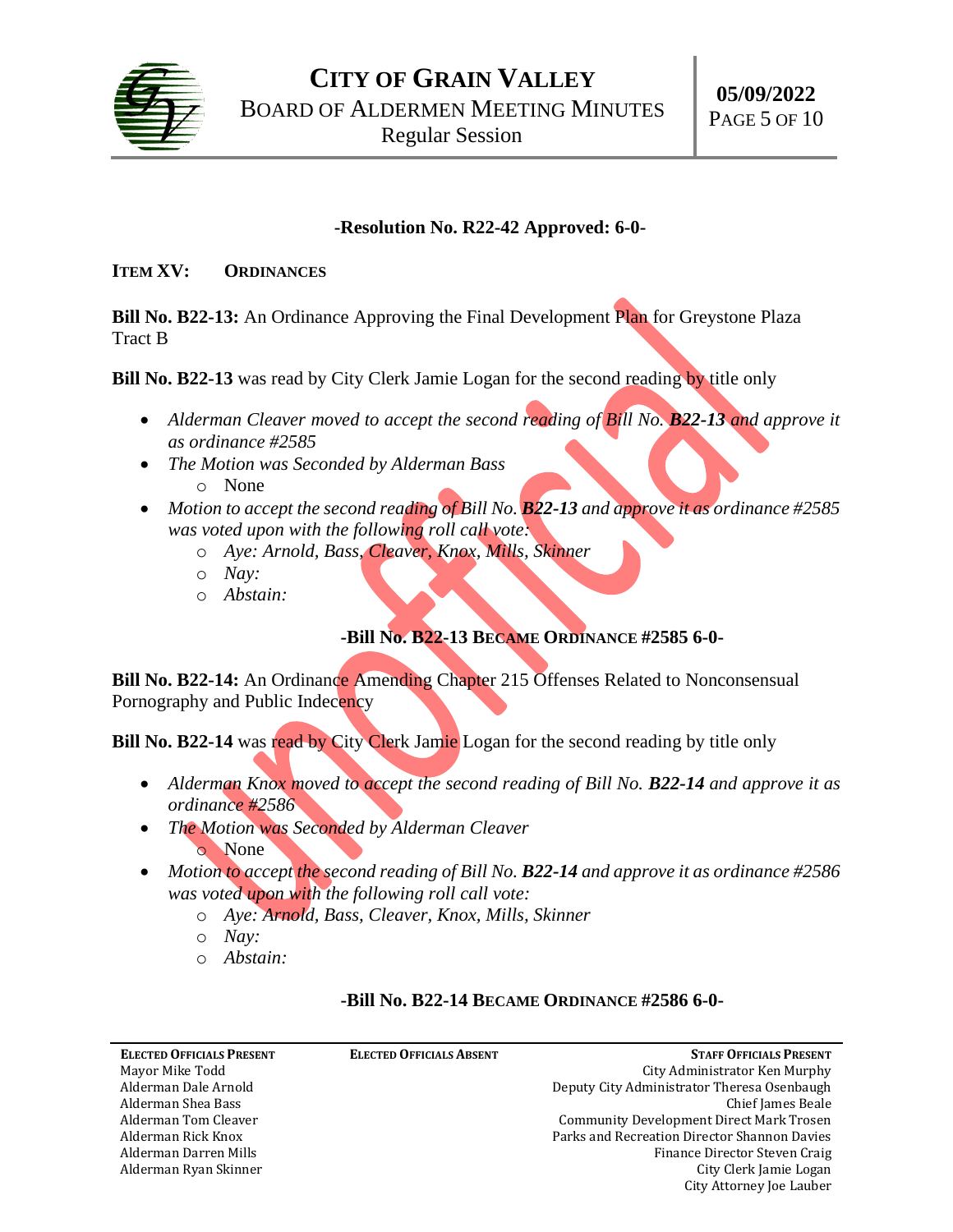**-Resolution No. R22-42 Approved: 6-0-**

**ITEM XV: ORDINANCES**

**Bill No. B22-13:** An Ordinance Approving the Final Development Plan for Greystone Plaza Tract B

**Bill No. B22-13** was read by City Clerk Jamie Logan for the second reading by title only

- *Alderman Cleaver moved to accept the second reading of Bill No. **B22-13** and approve it as ordinance #2585*
- *The Motion was Seconded by Alderman Bass*
    - None
- *Motion to accept the second reading of Bill No. **B22-13** and approve it as ordinance #2585 was voted upon with the following roll call vote:*
    - *Aye: Arnold, Bass, Cleaver, Knox, Mills, Skinner*
    - *Nay:*
    - *Abstain:*

**-Bill No. B22-13 BECAME ORDINANCE #2585 6-0-**

**Bill No. B22-14:** An Ordinance Amending Chapter 215 Offenses Related to Nonconsensual Pornography and Public Indecency

**Bill No. B22-14** was read by City Clerk Jamie Logan for the second reading by title only

- *Alderman Knox moved to accept the second reading of Bill No. **B22-14** and approve it as ordinance #2586*
- *The Motion was Seconded by Alderman Cleaver*
    - None
- *Motion to accept the second reading of Bill No. **B22-14** and approve it as ordinance #2586 was voted upon with the following roll call vote:*
    - *Aye: Arnold, Bass, Cleaver, Knox, Mills, Skinner*
    - *Nay:*
    - *Abstain:*

**-Bill No. B22-14 BECAME ORDINANCE #2586 6-0-**

| ELECTED OFFICIALS PRESENT | ELECTED OFFICIALS ABSENT | STAFF OFFICIALS PRESENT |
|---|---|---|
| Mayor Mike Todd | | City Administrator Ken Murphy |
| Alderman Dale Arnold | | Deputy City Administrator Theresa Osenbaugh |
| Alderman Shea Bass | | Chief James Beale |
| Alderman Tom Cleaver | | Community Development Direct Mark Trosen |
| Alderman Rick Knox | | Parks and Recreation Director Shannon Davies |
| Alderman Darren Mills | | Finance Director Steven Craig |
| Alderman Ryan Skinner | | City Clerk Jamie Logan |
| | | City Attorney Joe Lauber |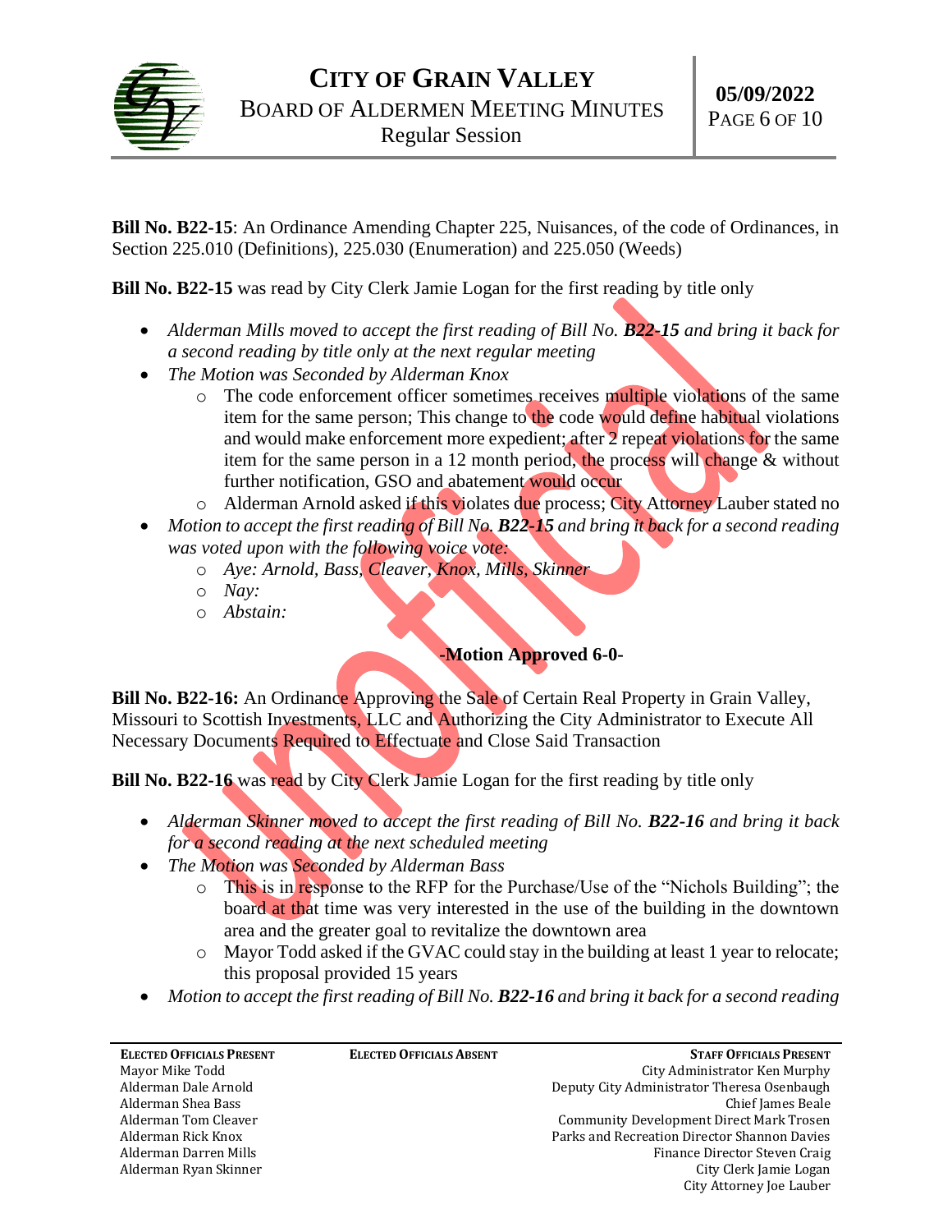**Bill No. B22-15**: An Ordinance Amending Chapter 225, Nuisances, of the code of Ordinances, in Section 225.010 (Definitions), 225.030 (Enumeration) and 225.050 (Weeds)

**Bill No. B22-15** was read by City Clerk Jamie Logan for the first reading by title only

- *Alderman Mills moved to accept the first reading of Bill No.* ***B22-15*** *and bring it back for a second reading by title only at the next regular meeting*
- *The Motion was Seconded by Alderman Knox*
    - The code enforcement officer sometimes receives multiple violations of the same item for the same person; This change to the code would define habitual violations and would make enforcement more expedient; after 2 repeat violations for the same item for the same person in a 12 month period, the process will change & without further notification, GSO and abatement would occur
    - Alderman Arnold asked if this violates due process; City Attorney Lauber stated no
- *Motion to accept the first reading of Bill No.* ***B22-15*** *and bring it back for a second reading was voted upon with the following voice vote:*
    - *Aye: Arnold, Bass, Cleaver, Knox, Mills, Skinner*
    - *Nay:*
    - *Abstain:*

**-Motion Approved 6-0-**

**Bill No. B22-16:** An Ordinance Approving the Sale of Certain Real Property in Grain Valley, Missouri to Scottish Investments, LLC and Authorizing the City Administrator to Execute All Necessary Documents Required to Effectuate and Close Said Transaction

**Bill No. B22-16** was read by City Clerk Jamie Logan for the first reading by title only

- *Alderman Skinner moved to accept the first reading of Bill No.* ***B22-16*** *and bring it back for a second reading at the next scheduled meeting*
- *The Motion was Seconded by Alderman Bass*
    - This is in response to the RFP for the Purchase/Use of the "Nichols Building"; the board at that time was very interested in the use of the building in the downtown area and the greater goal to revitalize the downtown area
    - Mayor Todd asked if the GVAC could stay in the building at least 1 year to relocate; this proposal provided 15 years
- *Motion to accept the first reading of Bill No.* ***B22-16*** *and bring it back for a second reading*

| **Elected Officials Present** | **Elected Officials Absent** | **Staff Officials Present** |
|---|---|---|
| Mayor Mike Todd | | City Administrator Ken Murphy |
| Alderman Dale Arnold | | Deputy City Administrator Theresa Osenbaugh |
| Alderman Shea Bass | | Chief James Beale |
| Alderman Tom Cleaver | | Community Development Direct Mark Trosen |
| Alderman Rick Knox | | Parks and Recreation Director Shannon Davies |
| Alderman Darren Mills | | Finance Director Steven Craig |
| Alderman Ryan Skinner | | City Clerk Jamie Logan |
| | | City Attorney Joe Lauber |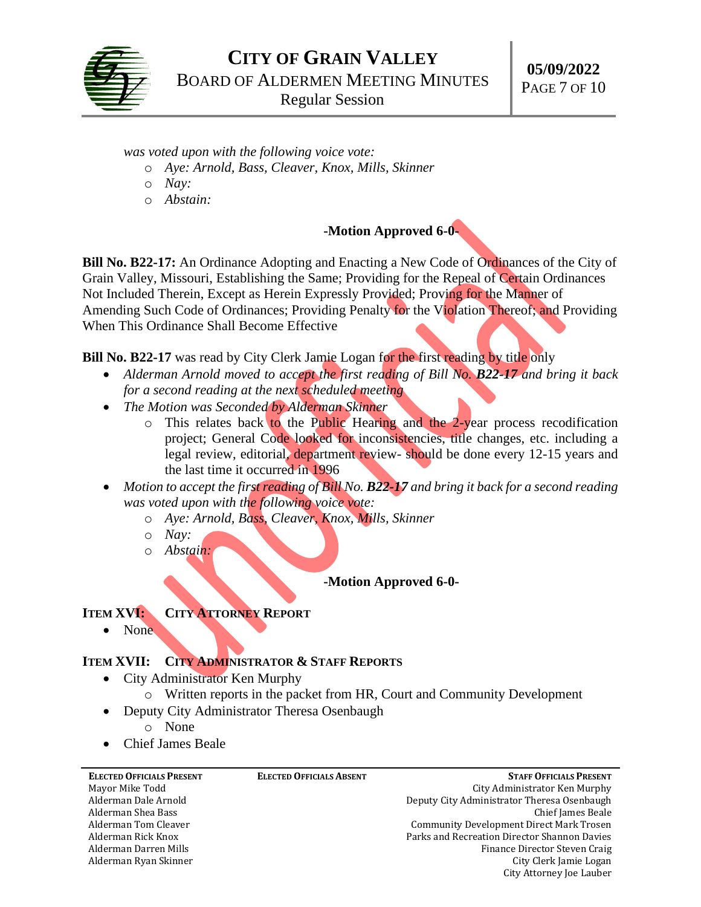*was voted upon with the following voice vote:*

- *Aye: Arnold, Bass, Cleaver, Knox, Mills, Skinner*
- *Nay:*
- *Abstain:*

**-Motion Approved 6-0-**

**Bill No. B22-17:** An Ordinance Adopting and Enacting a New Code of Ordinances of the City of Grain Valley, Missouri, Establishing the Same; Providing for the Repeal of Certain Ordinances Not Included Therein, Except as Herein Expressly Provided; Proving for the Manner of Amending Such Code of Ordinances; Providing Penalty for the Violation Thereof; and Providing When This Ordinance Shall Become Effective

**Bill No. B22-17** was read by City Clerk Jamie Logan for the first reading by title only

- *Alderman Arnold moved to accept the first reading of Bill No.* ***B22-17*** *and bring it back for a second reading at the next scheduled meeting*
- *The Motion was Seconded by Alderman Skinner*
  - This relates back to the Public Hearing and the 2-year process recodification project; General Code looked for inconsistencies, title changes, etc. including a legal review, editorial, department review- should be done every 12-15 years and the last time it occurred in 1996
- *Motion to accept the first reading of Bill No.* ***B22-17*** *and bring it back for a second reading was voted upon with the following voice vote:*
  - *Aye: Arnold, Bass, Cleaver, Knox, Mills, Skinner*
  - *Nay:*
  - *Abstain:*

**-Motion Approved 6-0-**

## ITEM XVI: CITY ATTORNEY REPORT

- None

## ITEM XVII: CITY ADMINISTRATOR & STAFF REPORTS

- City Administrator Ken Murphy
  - Written reports in the packet from HR, Court and Community Development
- Deputy City Administrator Theresa Osenbaugh
  - None
- Chief James Beale

| ELECTED OFFICIALS PRESENT | ELECTED OFFICIALS ABSENT | STAFF OFFICIALS PRESENT |
|---|---|---|
| Mayor Mike Todd | | City Administrator Ken Murphy |
| Alderman Dale Arnold | | Deputy City Administrator Theresa Osenbaugh |
| Alderman Shea Bass | | Chief James Beale |
| Alderman Tom Cleaver | | Community Development Direct Mark Trosen |
| Alderman Rick Knox | | Parks and Recreation Director Shannon Davies |
| Alderman Darren Mills | | Finance Director Steven Craig |
| Alderman Ryan Skinner | | City Clerk Jamie Logan |
| | | City Attorney Joe Lauber |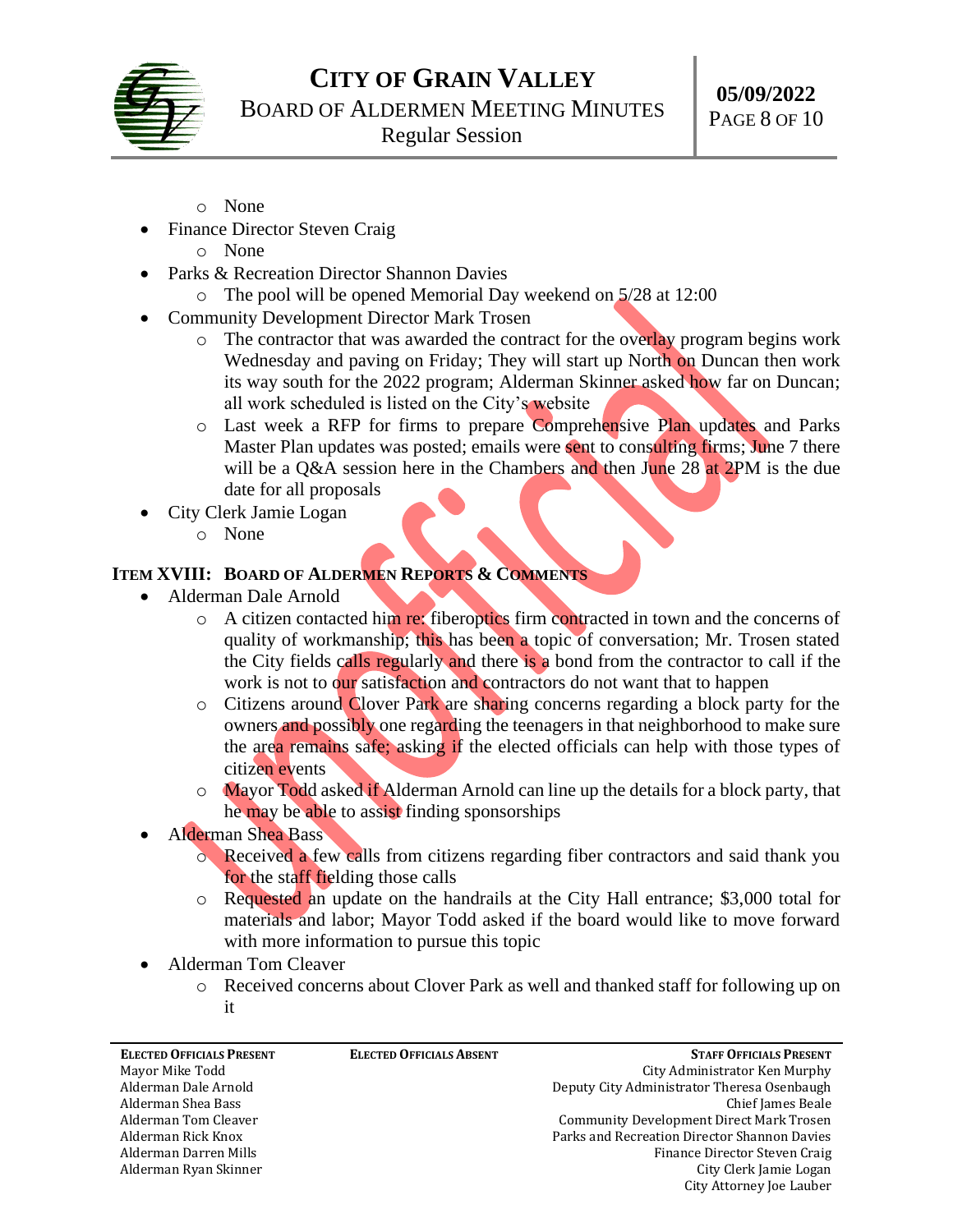- None
- Finance Director Steven Craig
    - None
- Parks & Recreation Director Shannon Davies
    - The pool will be opened Memorial Day weekend on 5/28 at 12:00
- Community Development Director Mark Trosen
    - The contractor that was awarded the contract for the overlay program begins work Wednesday and paving on Friday; They will start up North on Duncan then work its way south for the 2022 program; Alderman Skinner asked how far on Duncan; all work scheduled is listed on the City's website
    - Last week a RFP for firms to prepare Comprehensive Plan updates and Parks Master Plan updates was posted; emails were sent to consulting firms; June 7 there will be a Q&A session here in the Chambers and then June 28 at 2PM is the due date for all proposals
- City Clerk Jamie Logan
    - None

**ITEM XVIII: BOARD OF ALDERMEN REPORTS & COMMENTS**

- Alderman Dale Arnold
    - A citizen contacted him re: fiberoptics firm contracted in town and the concerns of quality of workmanship; this has been a topic of conversation; Mr. Trosen stated the City fields calls regularly and there is a bond from the contractor to call if the work is not to our satisfaction and contractors do not want that to happen
    - Citizens around Clover Park are sharing concerns regarding a block party for the owners and possibly one regarding the teenagers in that neighborhood to make sure the area remains safe; asking if the elected officials can help with those types of citizen events
    - Mayor Todd asked if Alderman Arnold can line up the details for a block party, that he may be able to assist finding sponsorships
- Alderman Shea Bass
    - Received a few calls from citizens regarding fiber contractors and said thank you for the staff fielding those calls
    - Requested an update on the handrails at the City Hall entrance; $3,000 total for materials and labor; Mayor Todd asked if the board would like to move forward with more information to pursue this topic
- Alderman Tom Cleaver
    - Received concerns about Clover Park as well and thanked staff for following up on it

| ELECTED OFFICIALS PRESENT | ELECTED OFFICIALS ABSENT | STAFF OFFICIALS PRESENT |
| --- | --- | --- |
| Mayor Mike Todd | | City Administrator Ken Murphy |
| Alderman Dale Arnold | | Deputy City Administrator Theresa Osenbaugh |
| Alderman Shea Bass | | Chief James Beale |
| Alderman Tom Cleaver | | Community Development Direct Mark Trosen |
| Alderman Rick Knox | | Parks and Recreation Director Shannon Davies |
| Alderman Darren Mills | | Finance Director Steven Craig |
| Alderman Ryan Skinner | | City Clerk Jamie Logan |
| | | City Attorney Joe Lauber |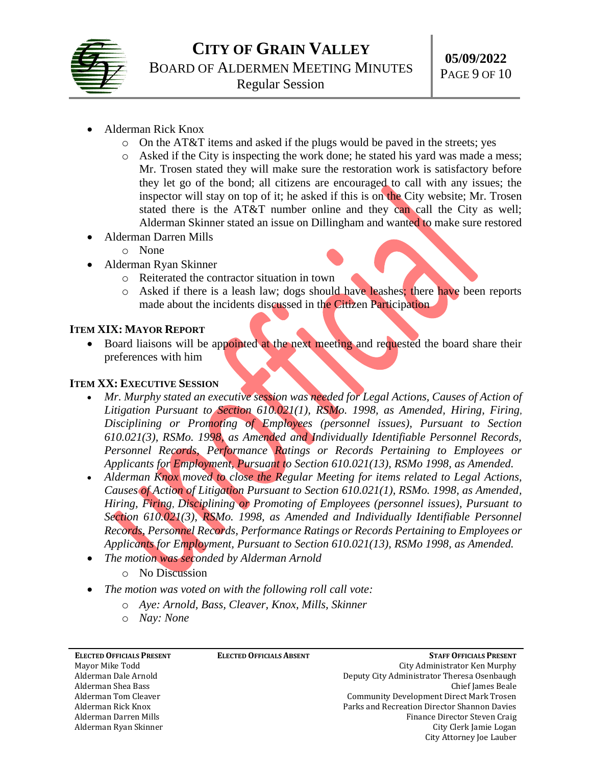- Alderman Rick Knox
  - On the AT&T items and asked if the plugs would be paved in the streets; yes
  - Asked if the City is inspecting the work done; he stated his yard was made a mess; Mr. Trosen stated they will make sure the restoration work is satisfactory before they let go of the bond; all citizens are encouraged to call with any issues; the inspector will stay on top of it; he asked if this is on the City website; Mr. Trosen stated there is the AT&T number online and they can call the City as well; Alderman Skinner stated an issue on Dillingham and wanted to make sure restored
- Alderman Darren Mills
  - None
- Alderman Ryan Skinner
  - Reiterated the contractor situation in town
  - Asked if there is a leash law; dogs should have leashes; there have been reports made about the incidents discussed in the Citizen Participation

## ITEM XIX: MAYOR REPORT

- Board liaisons will be appointed at the next meeting and requested the board share their preferences with him

## ITEM XX: EXECUTIVE SESSION

- *Mr. Murphy stated an executive session was needed for Legal Actions, Causes of Action of Litigation Pursuant to Section 610.021(1), RSMo. 1998, as Amended, Hiring, Firing, Disciplining or Promoting of Employees (personnel issues), Pursuant to Section 610.021(3), RSMo. 1998, as Amended and Individually Identifiable Personnel Records, Personnel Records, Performance Ratings or Records Pertaining to Employees or Applicants for Employment, Pursuant to Section 610.021(13), RSMo 1998, as Amended.*
- *Alderman Knox moved to close the Regular Meeting for items related to Legal Actions, Causes of Action of Litigation Pursuant to Section 610.021(1), RSMo. 1998, as Amended, Hiring, Firing, Disciplining or Promoting of Employees (personnel issues), Pursuant to Section 610.021(3), RSMo. 1998, as Amended and Individually Identifiable Personnel Records, Personnel Records, Performance Ratings or Records Pertaining to Employees or Applicants for Employment, Pursuant to Section 610.021(13), RSMo 1998, as Amended.*
- *The motion was seconded by Alderman Arnold*
  - No Discussion
- *The motion was voted on with the following roll call vote:*
  - *Aye: Arnold, Bass, Cleaver, Knox, Mills, Skinner*
  - *Nay: None*

| ELECTED OFFICIALS PRESENT | ELECTED OFFICIALS ABSENT | STAFF OFFICIALS PRESENT |
| --- | --- | --- |
| Mayor Mike Todd | | City Administrator Ken Murphy |
| Alderman Dale Arnold | | Deputy City Administrator Theresa Osenbaugh |
| Alderman Shea Bass | | Chief James Beale |
| Alderman Tom Cleaver | | Community Development Direct Mark Trosen |
| Alderman Rick Knox | | Parks and Recreation Director Shannon Davies |
| Alderman Darren Mills | | Finance Director Steven Craig |
| Alderman Ryan Skinner | | City Clerk Jamie Logan |
| | | City Attorney Joe Lauber |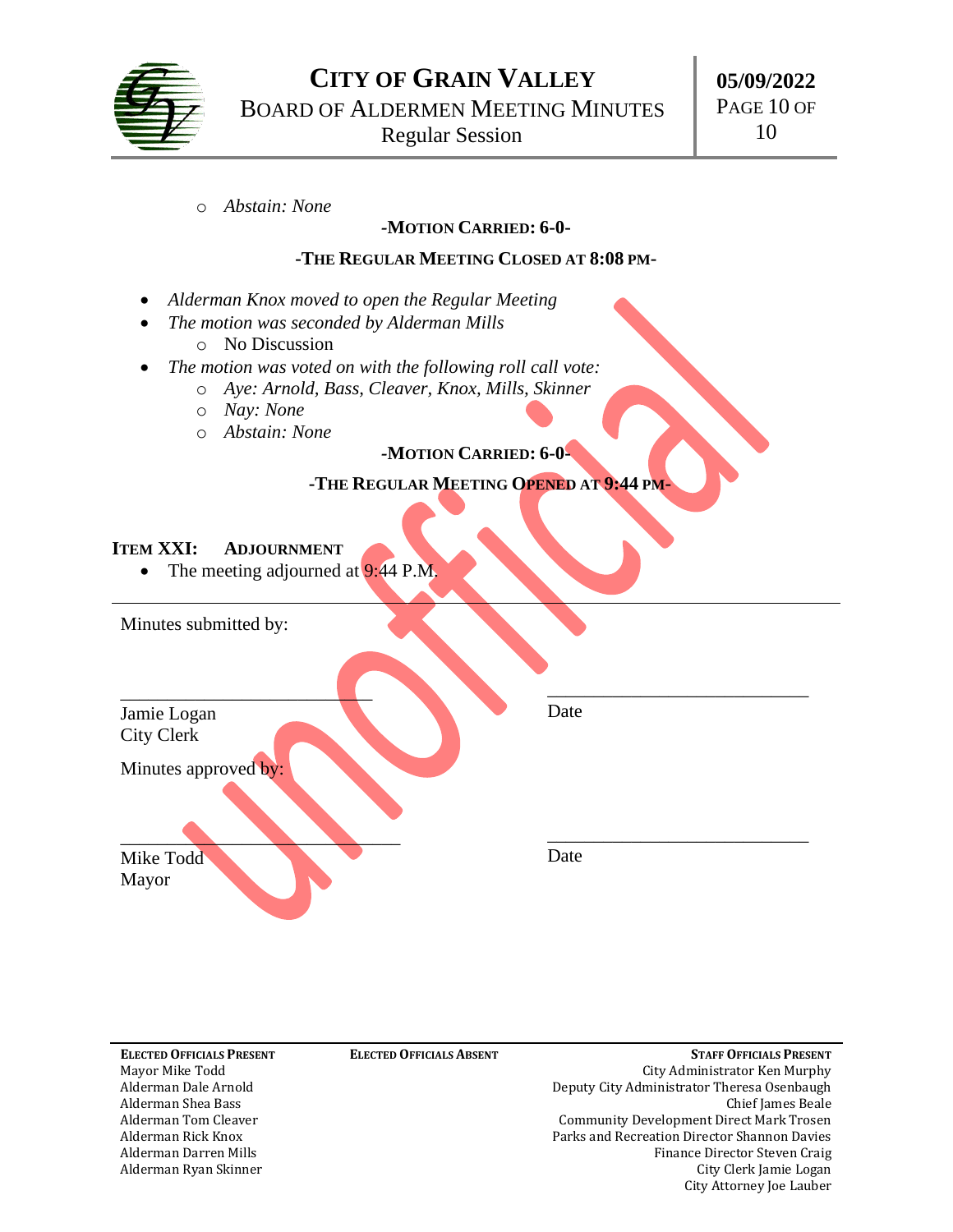- *Abstain: None*

**-MOTION CARRIED: 6-0-**

**-THE REGULAR MEETING CLOSED AT 8:08 PM-**

- *Alderman Knox moved to open the Regular Meeting*
- *The motion was seconded by Alderman Mills*
  - No Discussion
- *The motion was voted on with the following roll call vote:*
  - *Aye: Arnold, Bass, Cleaver, Knox, Mills, Skinner*
  - *Nay: None*
  - *Abstain: None*

**-MOTION CARRIED: 6-0-**

**-THE REGULAR MEETING OPENED AT 9:44 PM-**

### ITEM XXI: ADJOURNMENT

- The meeting adjourned at 9:44 P.M.

---

Minutes submitted by:

___________________________ ___________________________

Jamie Logan
City Clerk

Date

Minutes approved by:

___________________________ ___________________________

Mike Todd
Mayor

Date

---

**ELECTED OFFICIALS PRESENT**
Mayor Mike Todd
Alderman Dale Arnold
Alderman Shea Bass
Alderman Tom Cleaver
Alderman Rick Knox
Alderman Darren Mills
Alderman Ryan Skinner

**ELECTED OFFICIALS ABSENT**

**STAFF OFFICIALS PRESENT**
City Administrator Ken Murphy
Deputy City Administrator Theresa Osenbaugh
Chief James Beale
Community Development Direct Mark Trosen
Parks and Recreation Director Shannon Davies
Finance Director Steven Craig
City Clerk Jamie Logan
City Attorney Joe Lauber